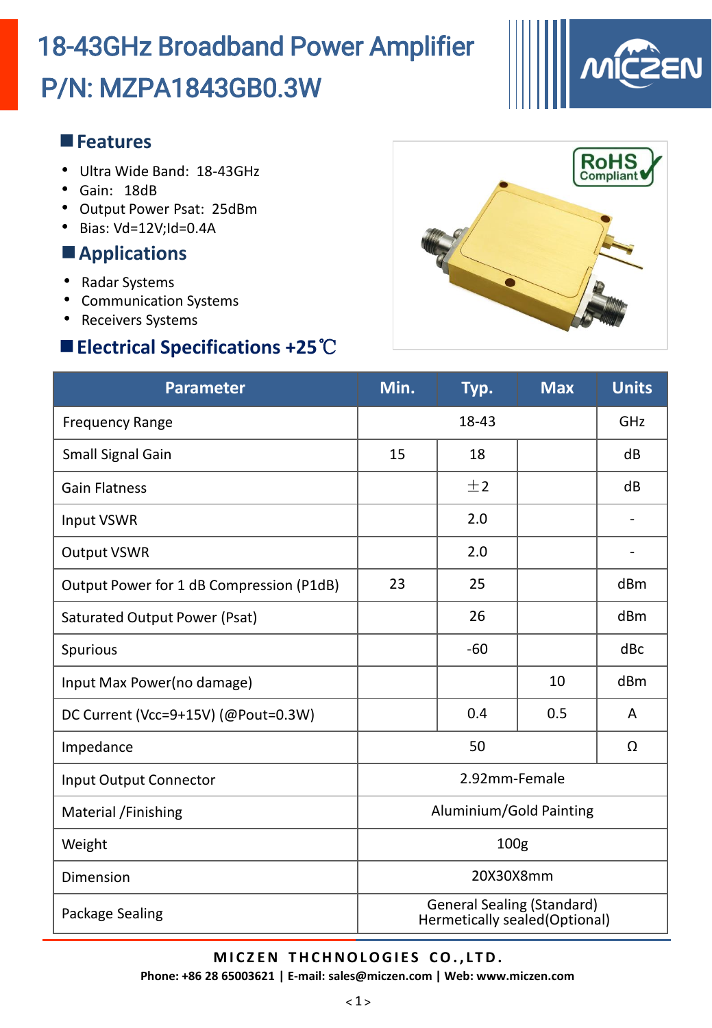# 18-43GHz Broadband Power Amplifier

# P/N: MZPA1843GB0.3W

## Features

- Ultra Wide Band: 18-43GHz
- Gain: 18dB
- Output Power Psat: 25dBm
- Bias: Vd=12V;Id=0.4A

## Applications

- Radar Systems
- Communication Systems
- Receivers Systems

## Electrical Specifications +25℃

| Parameter | Min. | Typ. | Max | Units |
|---|---|---|---|---|
| Frequency Range | | 18-43 | | GHz |
| Small Signal Gain | 15 | 18 | | dB |
| Gain Flatness | | ±2 | | dB |
| Input VSWR | | 2.0 | | - |
| Output VSWR | | 2.0 | | - |
| Output Power for 1 dB Compression (P1dB) | 23 | 25 | | dBm |
| Saturated Output Power (Psat) | | 26 | | dBm |
| Spurious | | -60 | | dBc |
| Input Max Power(no damage) | | | 10 | dBm |
| DC Current (Vcc=9+15V) (@Pout=0.3W) | | 0.4 | 0.5 | A |
| Impedance | | 50 | | Ω |
| Input Output Connector | | 2.92mm-Female | | |
| Material /Finishing | | Aluminium/Gold Painting | | |
| Weight | | 100g | | |
| Dimension | | 20X30X8mm | | |
| Package Sealing | | General Sealing (Standard) Hermetically sealed(Optional) | | |

**MICZEN THCHNOLOGIES CO.,LTD.**

**Phone: +86 28 65003621 | E-mail: sales@miczen.com | Web: www.miczen.com**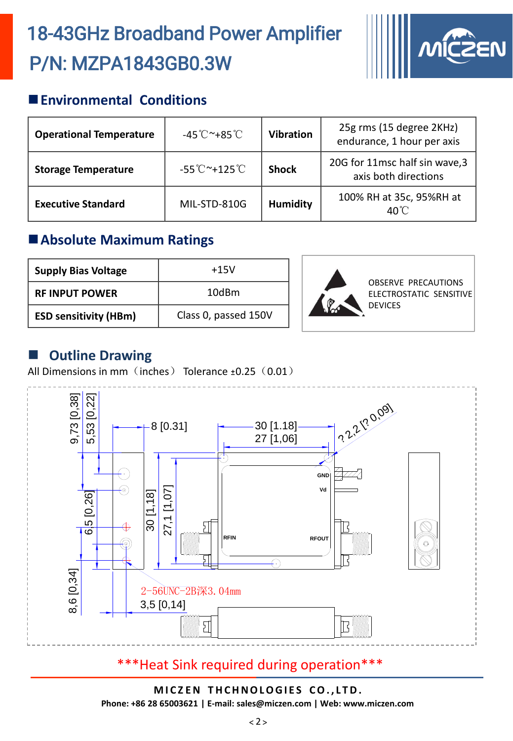# 18-43GHz Broadband Power Amplifier
# P/N: MZPA1843GB0.3W

## Environmental Conditions

| | | | |
|---|---|---|---|
| **Operational Temperature** | -45℃~+85℃ | **Vibration** | 25g rms (15 degree 2KHz) endurance, 1 hour per axis |
| **Storage Temperature** | -55℃~+125℃ | **Shock** | 20G for 11msc half sin wave,3 axis both directions |
| **Executive Standard** | MIL-STD-810G | **Humidity** | 100% RH at 35c, 95%RH at 40℃ |

## Absolute Maximum Ratings

| | |
|---|---|
| **Supply Bias Voltage** | +15V |
| **RF INPUT POWER** | 10dBm |
| **ESD sensitivity (HBm)** | Class 0, passed 150V |

OBSERVE PRECAUTIONS ELECTROSTATIC SENSITIVE DEVICES

## Outline Drawing

All Dimensions in mm（inches） Tolerance ±0.25（0.01）

9,73 [0,38]
5,53 [0,22]
8 [0.31]
30 [1.18]
27 [1,06]
? 2,2 [? 0,09]
GND
Vd
RFIN
RFOUT
6,5 [0,26]
30 [1,18]
27,1 [1,07]
8,6 [0,34]
2-56UNC-2B深3. 04mm
3,5 [0,14]

***Heat Sink required during operation***

**MICZEN THCHNOLOGIES CO.,LTD.**
**Phone: +86 28 65003621 | E-mail: sales@miczen.com | Web: www.miczen.com**